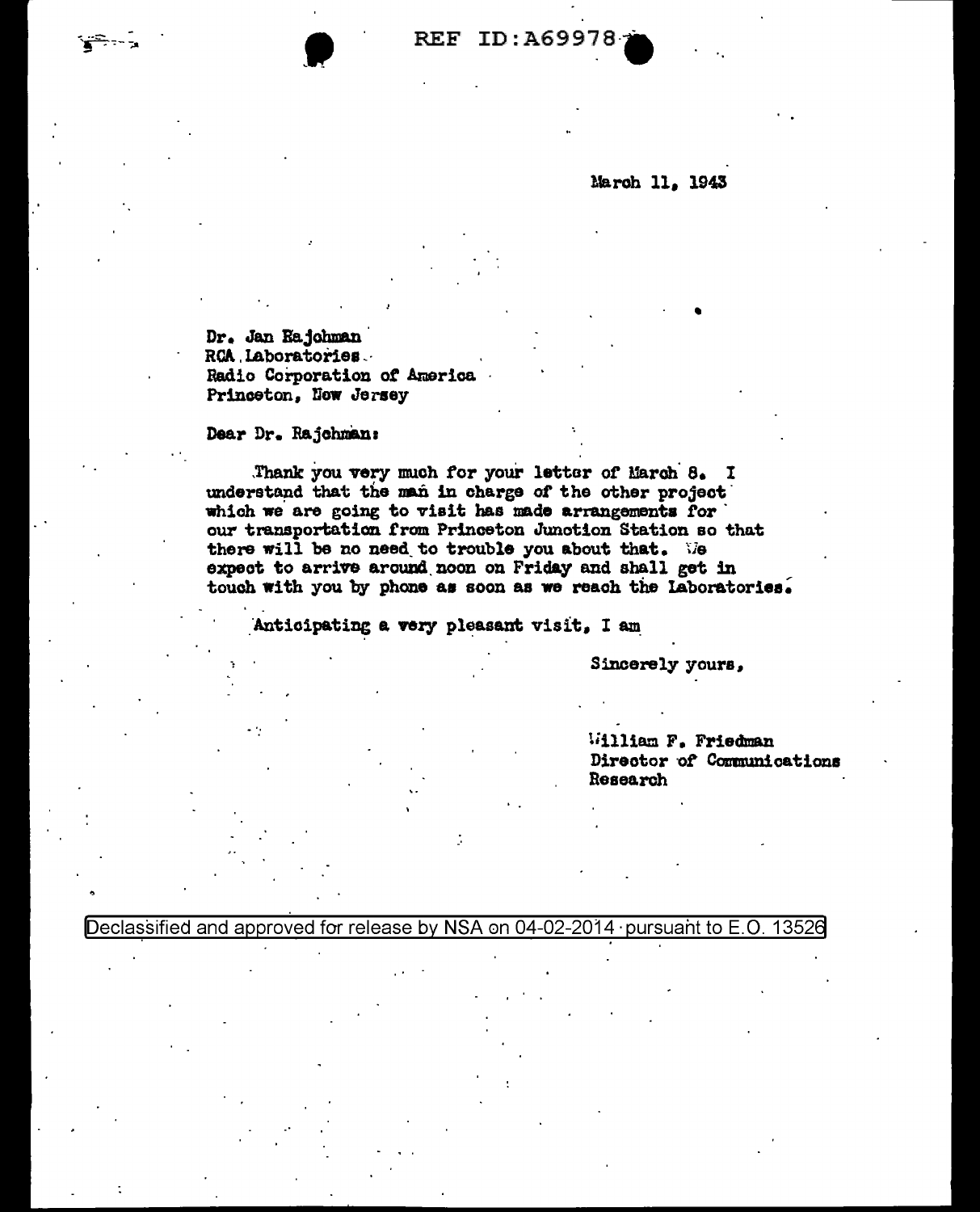REF ID:A69978

March 11, 1943

Dr. Jan Rajchman
RCA Laboratories
Radio Corporation of America
Princeton, New Jersey

Dear Dr. Rajchman:

Thank you very much for your letter of March 8. I understand that the man in charge of the other project which we are going to visit has made arrangements for our transportation from Princeton Junction Station so that there will be no need to trouble you about that. We expect to arrive around noon on Friday and shall get in touch with you by phone as soon as we reach the Laboratories.

Anticipating a very pleasant visit, I am

Sincerely yours,

William F. Friedman
Director of Communications
Research

Declassified and approved for release by NSA on 04-02-2014 pursuant to E.O. 13526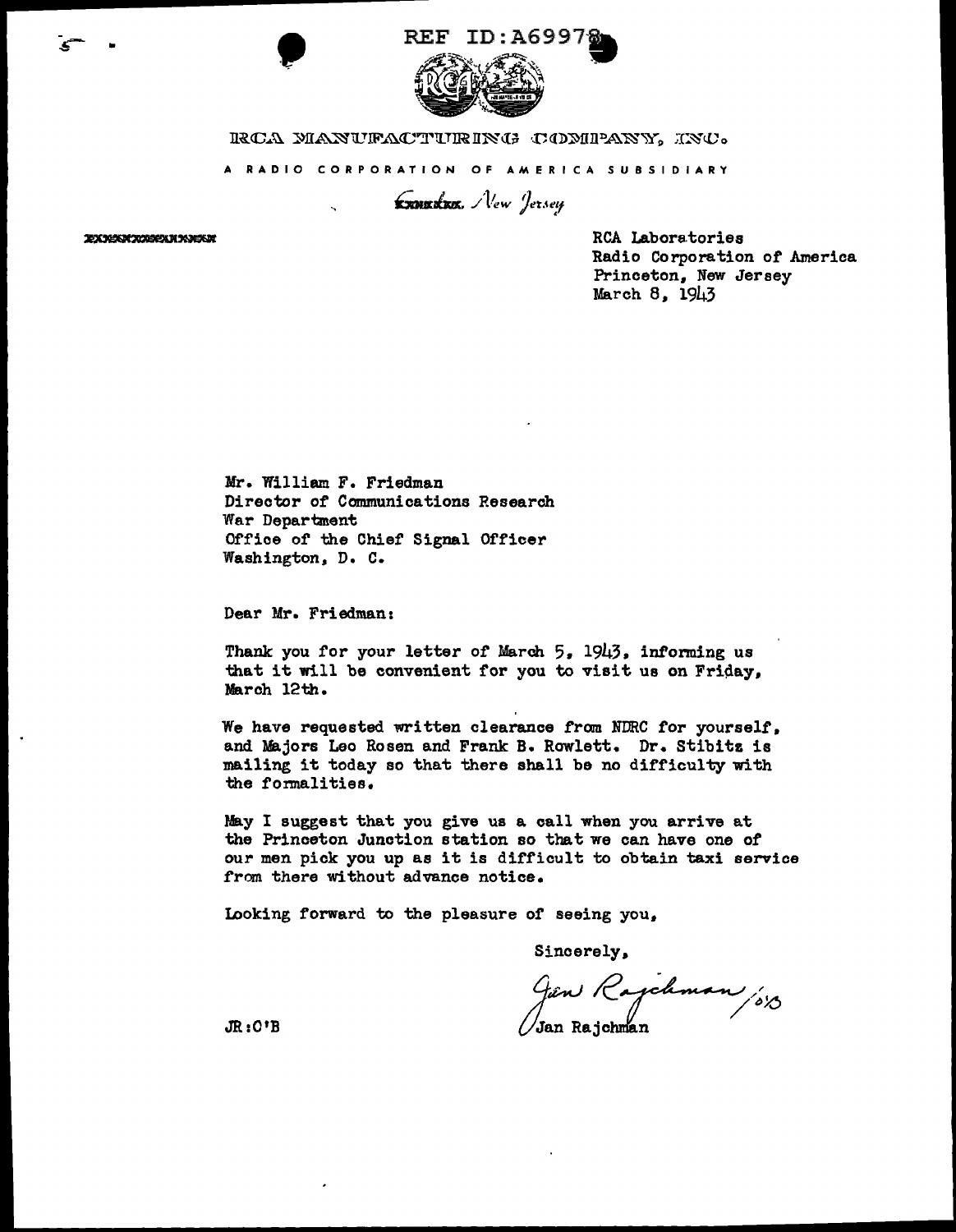REF ID:A69978

RCA MANUFACTURING COMPANY, INC.

A RADIO CORPORATION OF AMERICA SUBSIDIARY

~~Camden,~~ New Jersey

RCA Laboratories
Radio Corporation of America
Princeton, New Jersey
March 8, 1943

Mr. William F. Friedman
Director of Communications Research
War Department
Office of the Chief Signal Officer
Washington, D. C.

Dear Mr. Friedman:

Thank you for your letter of March 5, 1943, informing us that it will be convenient for you to visit us on Friday, March 12th.

We have requested written clearance from NDRC for yourself, and Majors Leo Rosen and Frank B. Rowlett. Dr. Stibitz is mailing it today so that there shall be no difficulty with the formalities.

May I suggest that you give us a call when you arrive at the Princeton Junction station so that we can have one of our men pick you up as it is difficult to obtain taxi service from there without advance notice.

Looking forward to the pleasure of seeing you,

Sincerely,

Jan Rajchman /o'B

Jan Rajchman

JR:O'B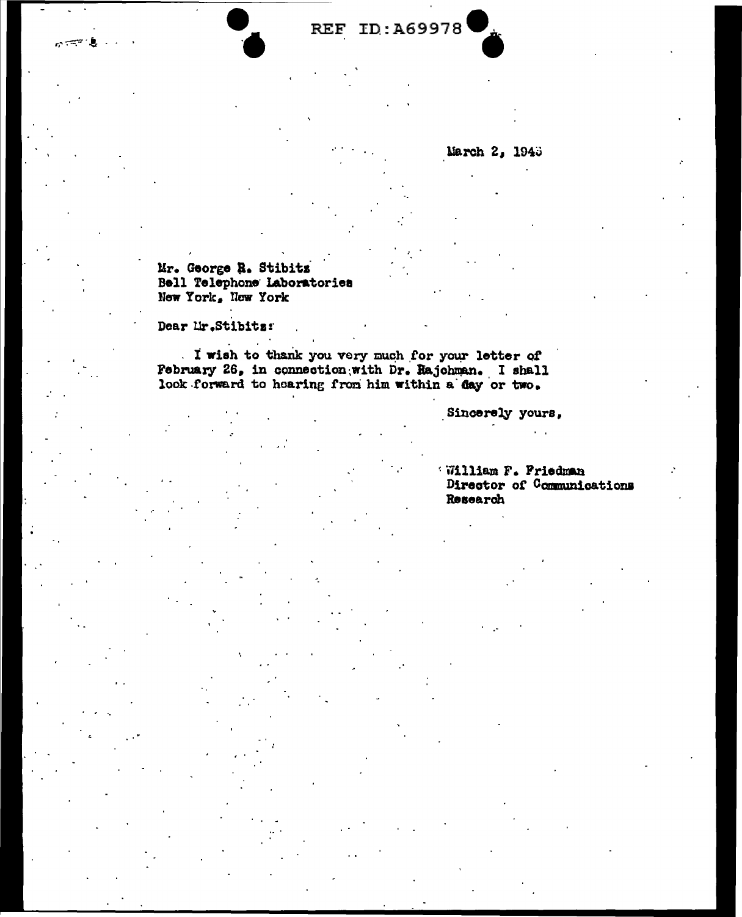REF ID:A69978

March 2, 1943

Mr. George R. Stibitz
Bell Telephone Laboratories
New York, New York

Dear Mr. Stibitz:

I wish to thank you very much for your letter of February 26, in connection with Dr. Rajchman. I shall look forward to hearing from him within a day or two.

Sincerely yours,

William F. Friedman
Director of Communications Research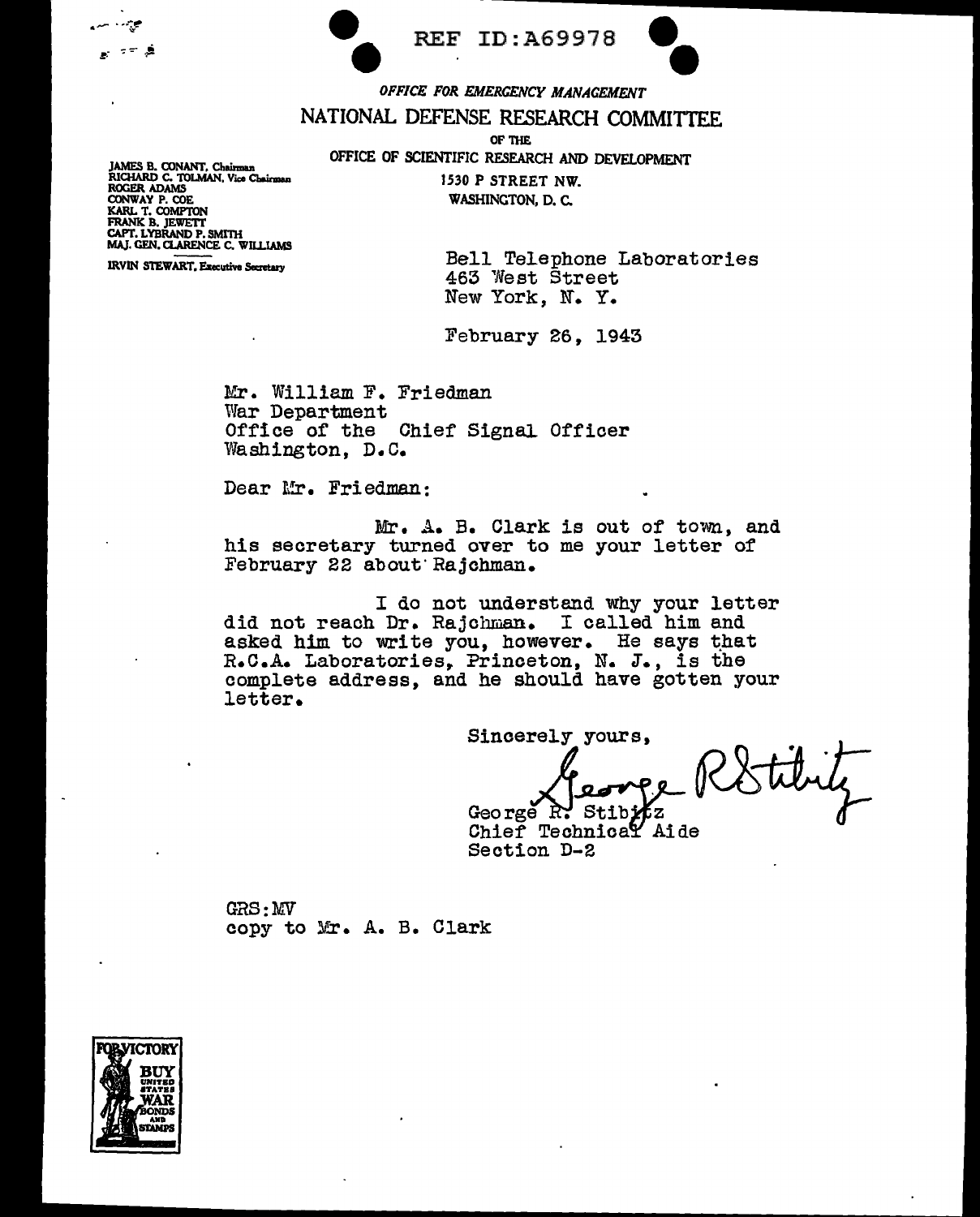REF ID:A69978

*OFFICE FOR EMERGENCY MANAGEMENT*

NATIONAL DEFENSE RESEARCH COMMITTEE

OF THE

OFFICE OF SCIENTIFIC RESEARCH AND DEVELOPMENT

1530 P STREET NW.
WASHINGTON, D. C.

JAMES B. CONANT, Chairman
RICHARD C. TOLMAN, Vice Chairman
ROGER ADAMS
CONWAY P. COE
KARL T. COMPTON
FRANK B. JEWETT
CAPT. LYBRAND P. SMITH
MAJ. GEN. CLARENCE C. WILLIAMS

IRVIN STEWART, Executive Secretary

Bell Telephone Laboratories
463 West Street
New York, N. Y.

February 26, 1943

Mr. William F. Friedman
War Department
Office of the Chief Signal Officer
Washington, D.C.

Dear Mr. Friedman:

Mr. A. B. Clark is out of town, and his secretary turned over to me your letter of February 22 about Rajchman.

I do not understand why your letter did not reach Dr. Rajchman. I called him and asked him to write you, however. He says that R.C.A. Laboratories, Princeton, N. J., is the complete address, and he should have gotten your letter.

Sincerely yours,

George R. Stibitz

George R. Stibitz
Chief Technical Aide
Section D-2

GRS:MV
copy to Mr. A. B. Clark

FOR VICTORY BUY UNITED STATES WAR BONDS AND STAMPS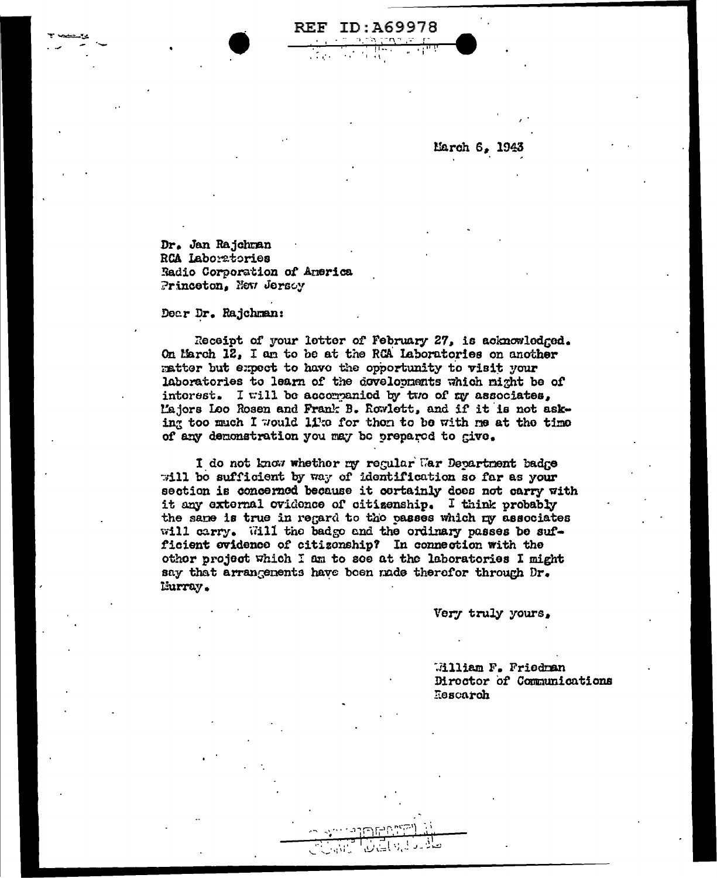REF ID:A69978

March 6, 1943

Dr. Jan Rajchman
RCA Laboratories
Radio Corporation of America
Princeton, New Jersey

Dear Dr. Rajchman:

Receipt of your letter of February 27, is acknowledged. On March 12, I am to be at the RCA Laboratories on another matter but expect to have the opportunity to visit your laboratories to learn of the developments which might be of interest. I will be accompanied by two of my associates, Majors Leo Rosen and Frank B. Rowlett, and if it is not asking too much I would like for them to be with me at the time of any demonstration you may be prepared to give.

I do not know whether my regular War Department badge will be sufficient by way of identification so far as your section is concerned because it certainly does not carry with it any external evidence of citizenship. I think probably the same is true in regard to the passes which my associates will carry. Will the badge and the ordinary passes be sufficient evidence of citizenship? In connection with the other project which I am to see at the laboratories I might say that arrangements have been made therefor through Dr. Murray.

Very truly yours,

William F. Friedman
Director of Communications
Research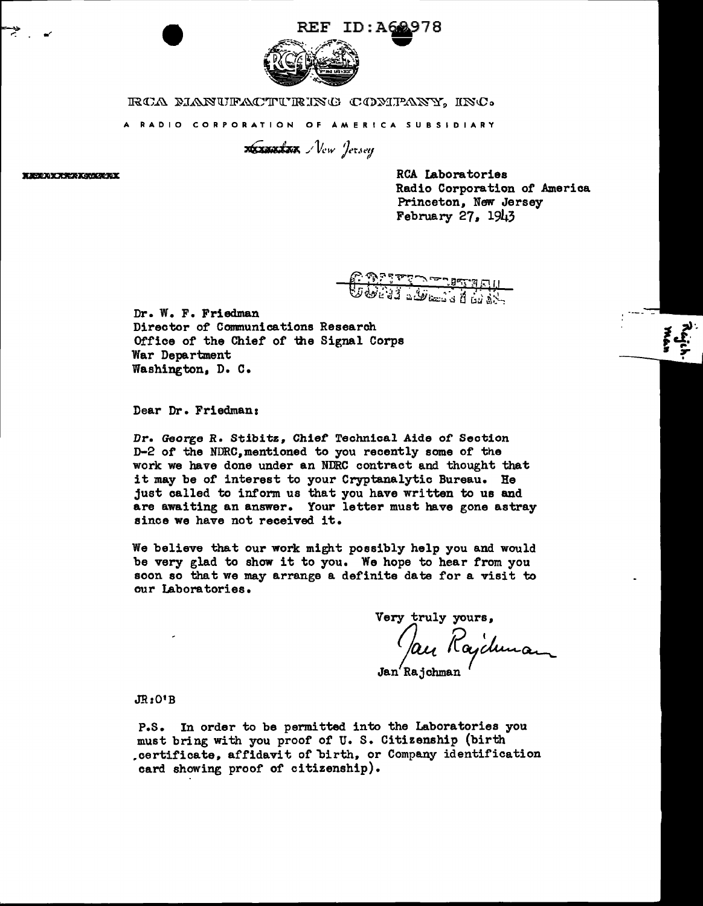REF ID:A68978

RCA MANUFACTURING COMPANY, INC.

A RADIO CORPORATION OF AMERICA SUBSIDIARY

~~xxxxxxx~~ New Jersey

~~xxxxxxxxxxxxxxx~~

RCA Laboratories
Radio Corporation of America
Princeton, New Jersey
February 27, 1943

CONFIDENTIAL

Dr. W. F. Friedman
Director of Communications Research
Office of the Chief of the Signal Corps
War Department
Washington, D. C.

Dear Dr. Friedman:

Dr. George R. Stibitz, Chief Technical Aide of Section D-2 of the NDRC, mentioned to you recently some of the work we have done under an NDRC contract and thought that it may be of interest to your Cryptanalytic Bureau. He just called to inform us that you have written to us and are awaiting an answer. Your letter must have gone astray since we have not received it.

We believe that our work might possibly help you and would be very glad to show it to you. We hope to hear from you soon so that we may arrange a definite date for a visit to our Laboratories.

Very truly yours,

Jan Rajchman

Jan Rajchman

JR:O'B

P.S. In order to be permitted into the Laboratories you must bring with you proof of U. S. Citizenship (birth certificate, affidavit of birth, or Company identification card showing proof of citizenship).

Rajch-man